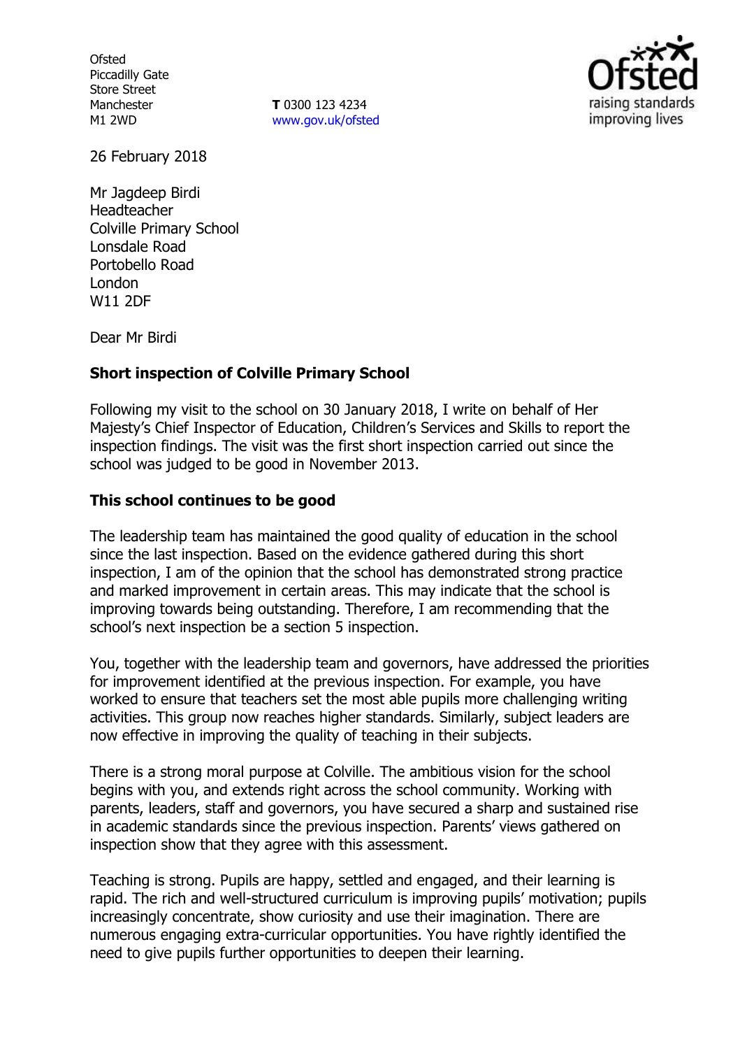Ofsted
Piccadilly Gate
Store Street
Manchester
M1 2WD

**T** 0300 123 4234
www.gov.uk/ofsted

26 February 2018

Mr Jagdeep Birdi
Headteacher
Colville Primary School
Lonsdale Road
Portobello Road
London
W11 2DF

Dear Mr Birdi

**Short inspection of Colville Primary School**

Following my visit to the school on 30 January 2018, I write on behalf of Her Majesty's Chief Inspector of Education, Children's Services and Skills to report the inspection findings. The visit was the first short inspection carried out since the school was judged to be good in November 2013.

**This school continues to be good**

The leadership team has maintained the good quality of education in the school since the last inspection. Based on the evidence gathered during this short inspection, I am of the opinion that the school has demonstrated strong practice and marked improvement in certain areas. This may indicate that the school is improving towards being outstanding. Therefore, I am recommending that the school's next inspection be a section 5 inspection.

You, together with the leadership team and governors, have addressed the priorities for improvement identified at the previous inspection. For example, you have worked to ensure that teachers set the most able pupils more challenging writing activities. This group now reaches higher standards. Similarly, subject leaders are now effective in improving the quality of teaching in their subjects.

There is a strong moral purpose at Colville. The ambitious vision for the school begins with you, and extends right across the school community. Working with parents, leaders, staff and governors, you have secured a sharp and sustained rise in academic standards since the previous inspection. Parents' views gathered on inspection show that they agree with this assessment.

Teaching is strong. Pupils are happy, settled and engaged, and their learning is rapid. The rich and well-structured curriculum is improving pupils' motivation; pupils increasingly concentrate, show curiosity and use their imagination. There are numerous engaging extra-curricular opportunities. You have rightly identified the need to give pupils further opportunities to deepen their learning.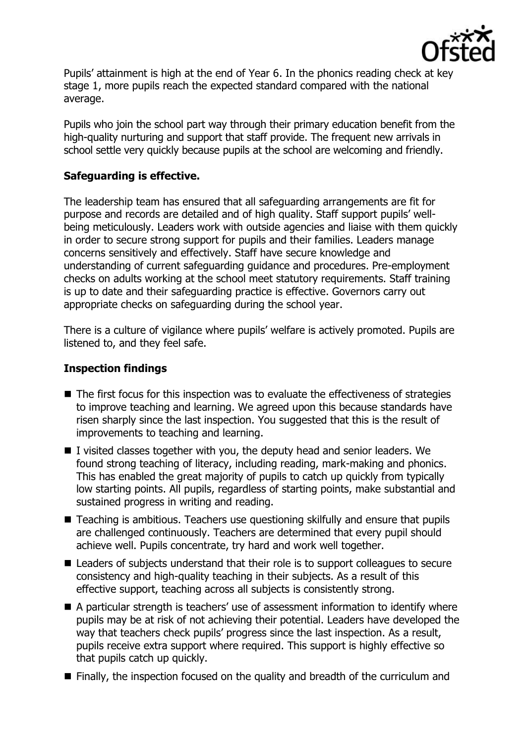Pupils' attainment is high at the end of Year 6. In the phonics reading check at key stage 1, more pupils reach the expected standard compared with the national average.

Pupils who join the school part way through their primary education benefit from the high-quality nurturing and support that staff provide. The frequent new arrivals in school settle very quickly because pupils at the school are welcoming and friendly.

## Safeguarding is effective.

The leadership team has ensured that all safeguarding arrangements are fit for purpose and records are detailed and of high quality. Staff support pupils' well-being meticulously. Leaders work with outside agencies and liaise with them quickly in order to secure strong support for pupils and their families. Leaders manage concerns sensitively and effectively. Staff have secure knowledge and understanding of current safeguarding guidance and procedures. Pre-employment checks on adults working at the school meet statutory requirements. Staff training is up to date and their safeguarding practice is effective. Governors carry out appropriate checks on safeguarding during the school year.

There is a culture of vigilance where pupils' welfare is actively promoted. Pupils are listened to, and they feel safe.

## Inspection findings

- The first focus for this inspection was to evaluate the effectiveness of strategies to improve teaching and learning. We agreed upon this because standards have risen sharply since the last inspection. You suggested that this is the result of improvements to teaching and learning.
- I visited classes together with you, the deputy head and senior leaders. We found strong teaching of literacy, including reading, mark-making and phonics. This has enabled the great majority of pupils to catch up quickly from typically low starting points. All pupils, regardless of starting points, make substantial and sustained progress in writing and reading.
- Teaching is ambitious. Teachers use questioning skilfully and ensure that pupils are challenged continuously. Teachers are determined that every pupil should achieve well. Pupils concentrate, try hard and work well together.
- Leaders of subjects understand that their role is to support colleagues to secure consistency and high-quality teaching in their subjects. As a result of this effective support, teaching across all subjects is consistently strong.
- A particular strength is teachers' use of assessment information to identify where pupils may be at risk of not achieving their potential. Leaders have developed the way that teachers check pupils' progress since the last inspection. As a result, pupils receive extra support where required. This support is highly effective so that pupils catch up quickly.
- Finally, the inspection focused on the quality and breadth of the curriculum and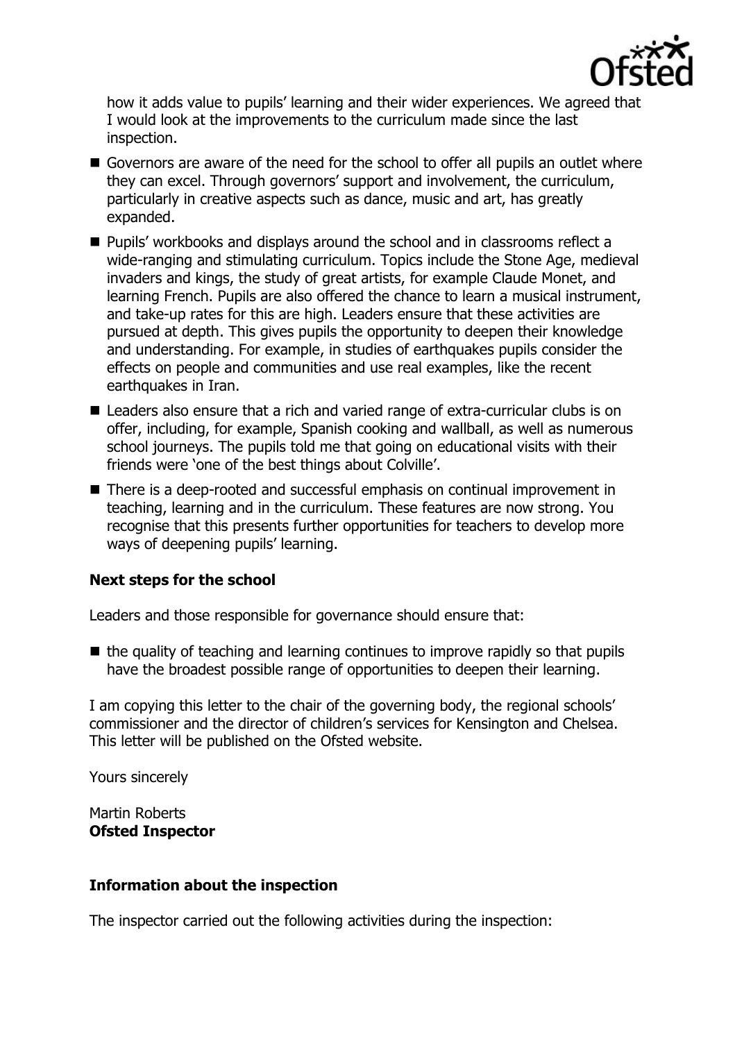how it adds value to pupils' learning and their wider experiences. We agreed that I would look at the improvements to the curriculum made since the last inspection.

- Governors are aware of the need for the school to offer all pupils an outlet where they can excel. Through governors' support and involvement, the curriculum, particularly in creative aspects such as dance, music and art, has greatly expanded.
- Pupils' workbooks and displays around the school and in classrooms reflect a wide-ranging and stimulating curriculum. Topics include the Stone Age, medieval invaders and kings, the study of great artists, for example Claude Monet, and learning French. Pupils are also offered the chance to learn a musical instrument, and take-up rates for this are high. Leaders ensure that these activities are pursued at depth. This gives pupils the opportunity to deepen their knowledge and understanding. For example, in studies of earthquakes pupils consider the effects on people and communities and use real examples, like the recent earthquakes in Iran.
- Leaders also ensure that a rich and varied range of extra-curricular clubs is on offer, including, for example, Spanish cooking and wallball, as well as numerous school journeys. The pupils told me that going on educational visits with their friends were 'one of the best things about Colville'.
- There is a deep-rooted and successful emphasis on continual improvement in teaching, learning and in the curriculum. These features are now strong. You recognise that this presents further opportunities for teachers to develop more ways of deepening pupils' learning.

## Next steps for the school

Leaders and those responsible for governance should ensure that:

- the quality of teaching and learning continues to improve rapidly so that pupils have the broadest possible range of opportunities to deepen their learning.

I am copying this letter to the chair of the governing body, the regional schools' commissioner and the director of children's services for Kensington and Chelsea. This letter will be published on the Ofsted website.

Yours sincerely

Martin Roberts
**Ofsted Inspector**

## Information about the inspection

The inspector carried out the following activities during the inspection: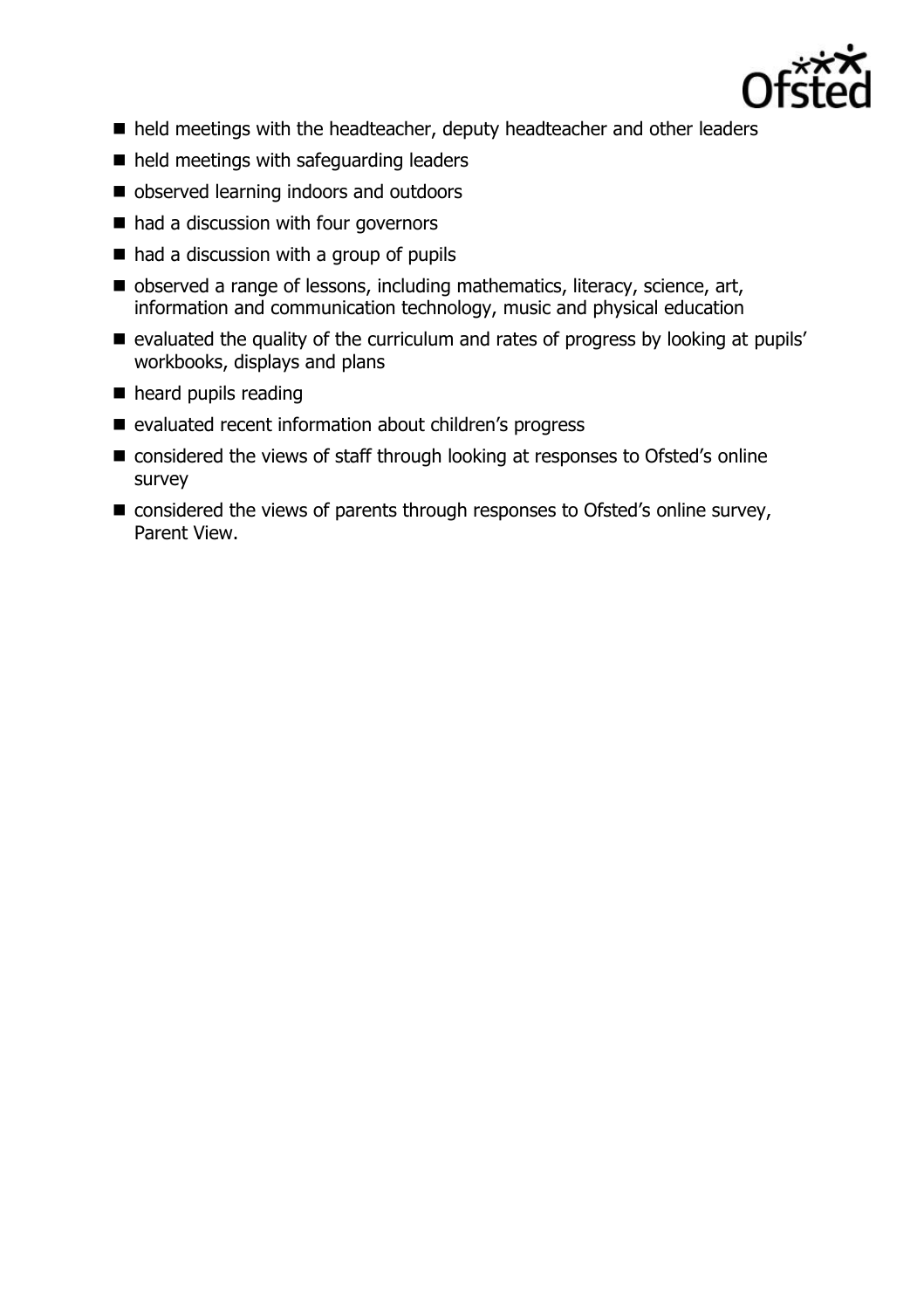- held meetings with the headteacher, deputy headteacher and other leaders
- held meetings with safeguarding leaders
- observed learning indoors and outdoors
- had a discussion with four governors
- had a discussion with a group of pupils
- observed a range of lessons, including mathematics, literacy, science, art, information and communication technology, music and physical education
- evaluated the quality of the curriculum and rates of progress by looking at pupils' workbooks, displays and plans
- heard pupils reading
- evaluated recent information about children's progress
- considered the views of staff through looking at responses to Ofsted's online survey
- considered the views of parents through responses to Ofsted's online survey, Parent View.